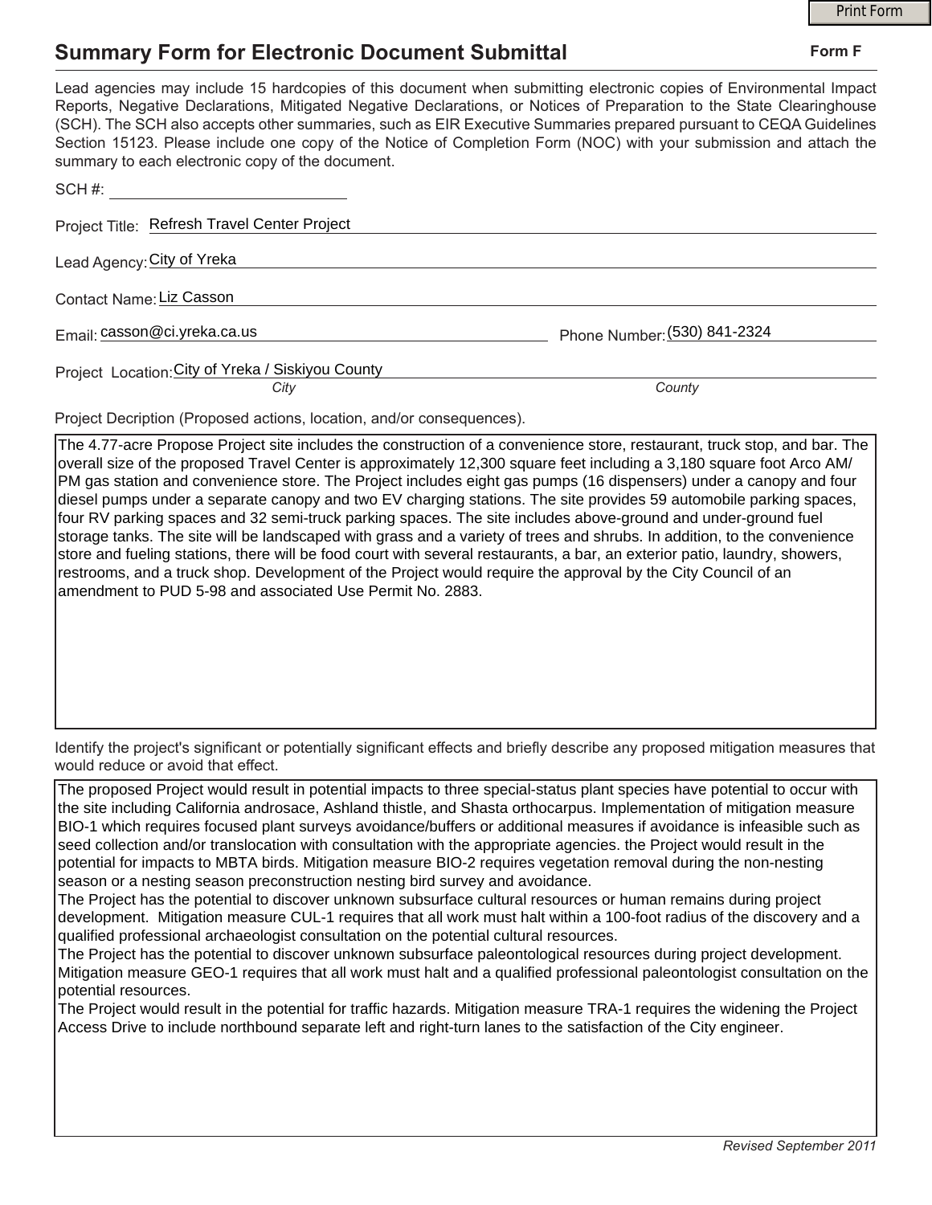# Summary Form for Electronic Document Submittal

**Form F**

Lead agencies may include 15 hardcopies of this document when submitting electronic copies of Environmental Impact Reports, Negative Declarations, Mitigated Negative Declarations, or Notices of Preparation to the State Clearinghouse (SCH). The SCH also accepts other summaries, such as EIR Executive Summaries prepared pursuant to CEQA Guidelines Section 15123. Please include one copy of the Notice of Completion Form (NOC) with your submission and attach the summary to each electronic copy of the document.

SCH #: ____________________

Project Title: Refresh Travel Center Project

Lead Agency: City of Yreka

Contact Name: Liz Casson

Email: casson@ci.yreka.ca.us

Phone Number: (530) 841-2324

Project Location: City of Yreka / Siskiyou County

*City* *County*

Project Decription (Proposed actions, location, and/or consequences).

The 4.77-acre Propose Project site includes the construction of a convenience store, restaurant, truck stop, and bar. The overall size of the proposed Travel Center is approximately 12,300 square feet including a 3,180 square foot Arco AM/PM gas station and convenience store. The Project includes eight gas pumps (16 dispensers) under a canopy and four diesel pumps under a separate canopy and two EV charging stations. The site provides 59 automobile parking spaces, four RV parking spaces and 32 semi-truck parking spaces. The site includes above-ground and under-ground fuel storage tanks. The site will be landscaped with grass and a variety of trees and shrubs. In addition, to the convenience store and fueling stations, there will be food court with several restaurants, a bar, an exterior patio, laundry, showers, restrooms, and a truck shop. Development of the Project would require the approval by the City Council of an amendment to PUD 5-98 and associated Use Permit No. 2883.

Identify the project's significant or potentially significant effects and briefly describe any proposed mitigation measures that would reduce or avoid that effect.

The proposed Project would result in potential impacts to three special-status plant species have potential to occur with the site including California androsace, Ashland thistle, and Shasta orthocarpus. Implementation of mitigation measure BIO-1 which requires focused plant surveys avoidance/buffers or additional measures if avoidance is infeasible such as seed collection and/or translocation with consultation with the appropriate agencies. the Project would result in the potential for impacts to MBTA birds. Mitigation measure BIO-2 requires vegetation removal during the non-nesting season or a nesting season preconstruction nesting bird survey and avoidance.

The Project has the potential to discover unknown subsurface cultural resources or human remains during project development. Mitigation measure CUL-1 requires that all work must halt within a 100-foot radius of the discovery and a qualified professional archaeologist consultation on the potential cultural resources.

The Project has the potential to discover unknown subsurface paleontological resources during project development. Mitigation measure GEO-1 requires that all work must halt and a qualified professional paleontologist consultation on the potential resources.

The Project would result in the potential for traffic hazards. Mitigation measure TRA-1 requires the widening the Project Access Drive to include northbound separate left and right-turn lanes to the satisfaction of the City engineer.

*Revised September 2011*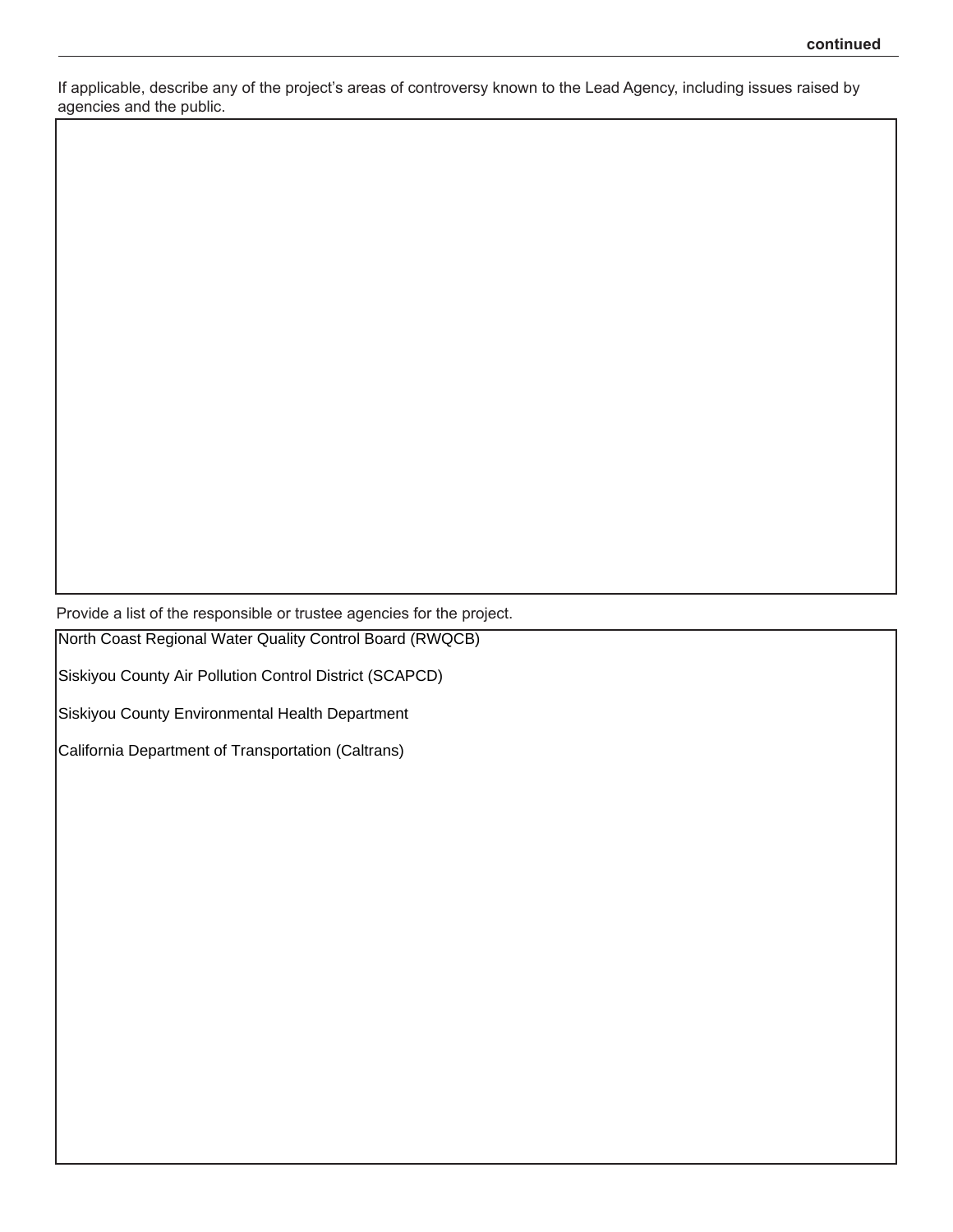If applicable, describe any of the project's areas of controversy known to the Lead Agency, including issues raised by agencies and the public.

Provide a list of the responsible or trustee agencies for the project.

North Coast Regional Water Quality Control Board (RWQCB)

Siskiyou County Air Pollution Control District (SCAPCD)

Siskiyou County Environmental Health Department

California Department of Transportation (Caltrans)